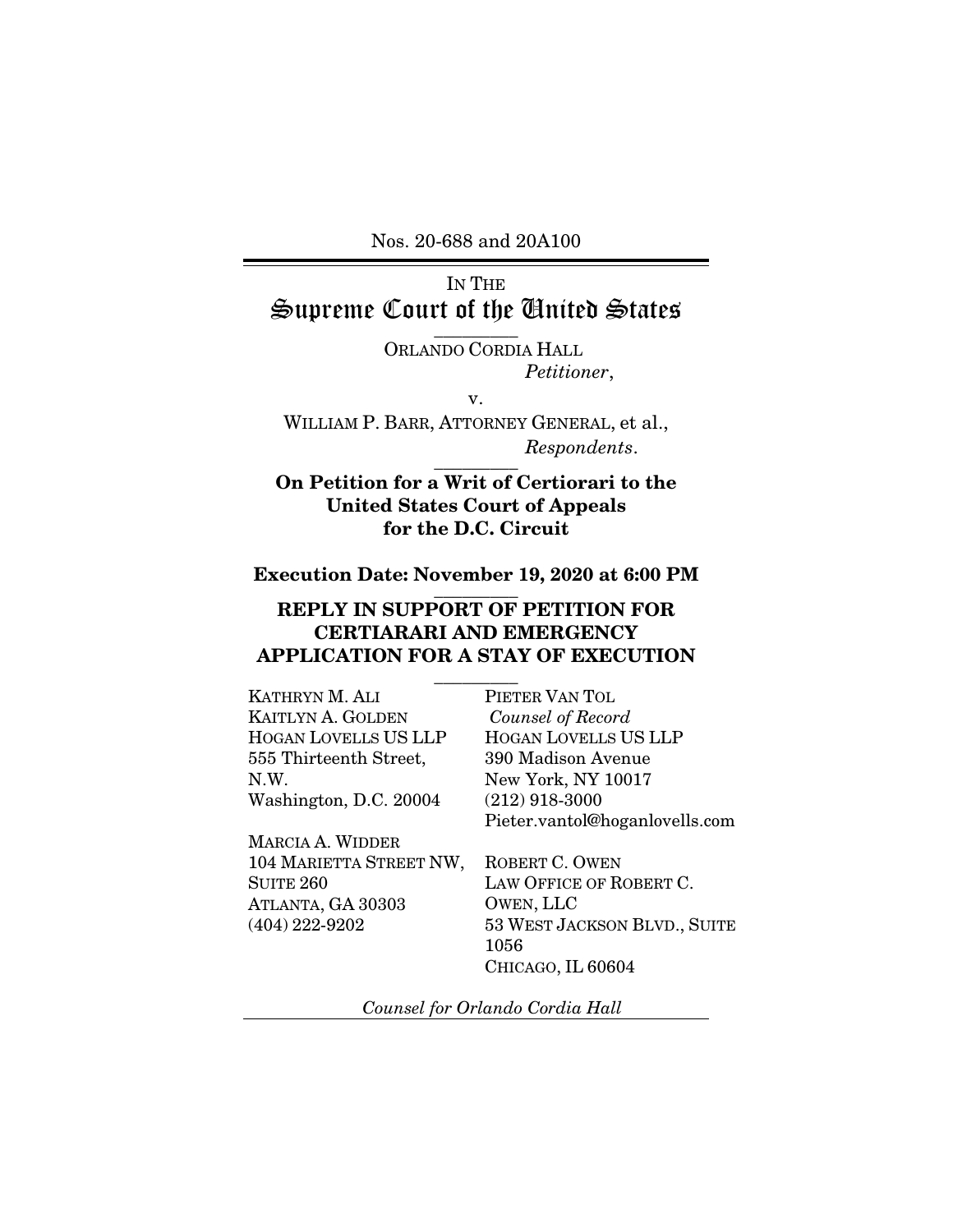Nos. 20-688 and 20A100

IN THE

# Supreme Court of the United States

ORLANDO CORDIA HALL
*Petitioner*,

v.

WILLIAM P. BARR, ATTORNEY GENERAL, et al.,
*Respondents*.

**On Petition for a Writ of Certiorari to the United States Court of Appeals for the D.C. Circuit**

**Execution Date: November 19, 2020 at 6:00 PM**

## REPLY IN SUPPORT OF PETITION FOR CERTIARARI AND EMERGENCY APPLICATION FOR A STAY OF EXECUTION

KATHRYN M. ALI
KAITLYN A. GOLDEN
HOGAN LOVELLS US LLP
555 Thirteenth Street, N.W.
Washington, D.C. 20004

MARCIA A. WIDDER
104 MARIETTA STREET NW, SUITE 260
ATLANTA, GA 30303
(404) 222-9202

PIETER VAN TOL
*Counsel of Record*
HOGAN LOVELLS US LLP
390 Madison Avenue
New York, NY 10017
(212) 918-3000
Pieter.vantol@hoganlovells.com

ROBERT C. OWEN
LAW OFFICE OF ROBERT C. OWEN, LLC
53 WEST JACKSON BLVD., SUITE 1056
CHICAGO, IL 60604

*Counsel for Orlando Cordia Hall*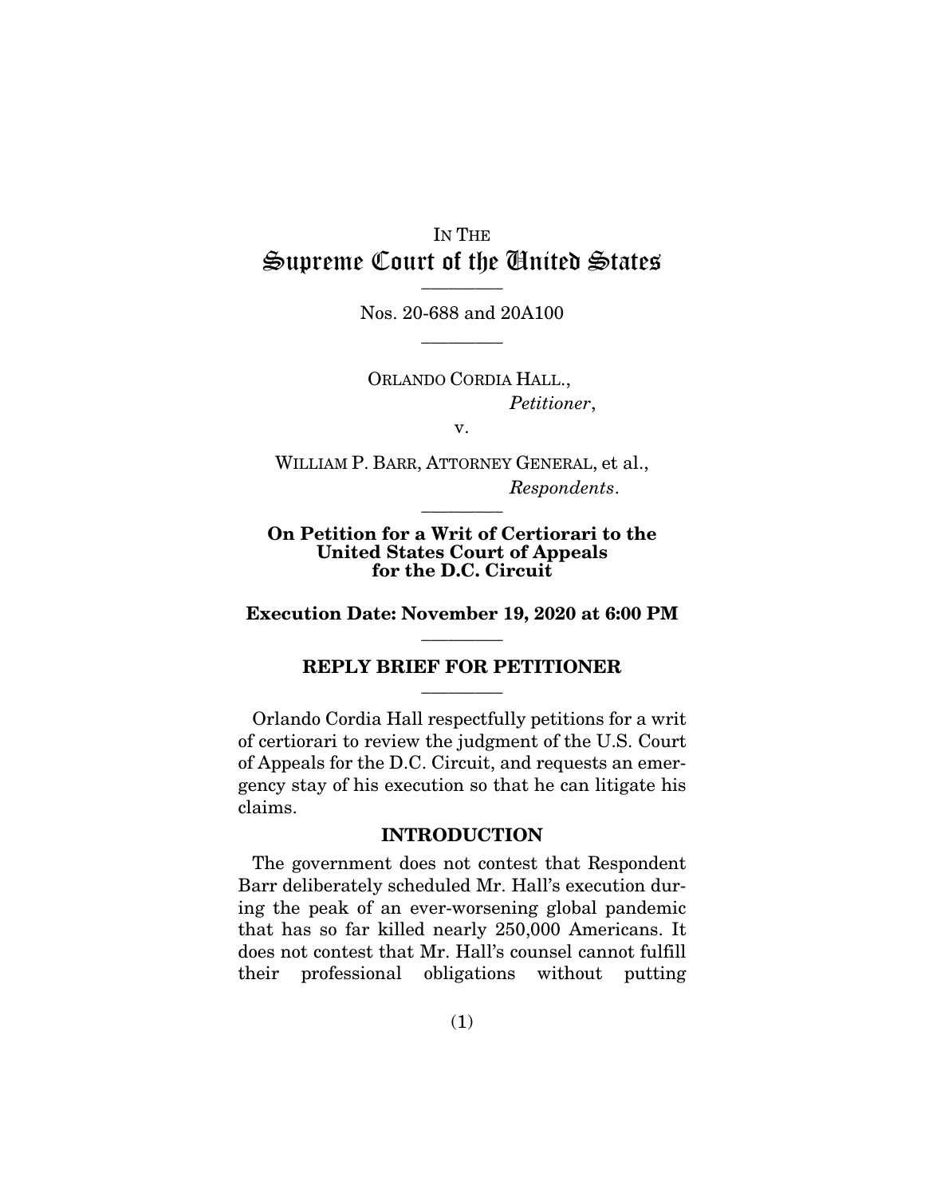IN THE

# Supreme Court of the United States

---

Nos. 20-688 and 20A100

---

ORLANDO CORDIA HALL.,
*Petitioner*,

v.

WILLIAM P. BARR, ATTORNEY GENERAL, et al.,
*Respondents*.

---

**On Petition for a Writ of Certiorari to the United States Court of Appeals for the D.C. Circuit**

**Execution Date: November 19, 2020 at 6:00 PM**

---

## REPLY BRIEF FOR PETITIONER

---

Orlando Cordia Hall respectfully petitions for a writ of certiorari to review the judgment of the U.S. Court of Appeals for the D.C. Circuit, and requests an emergency stay of his execution so that he can litigate his claims.

## INTRODUCTION

The government does not contest that Respondent Barr deliberately scheduled Mr. Hall's execution during the peak of an ever-worsening global pandemic that has so far killed nearly 250,000 Americans. It does not contest that Mr. Hall's counsel cannot fulfill their professional obligations without putting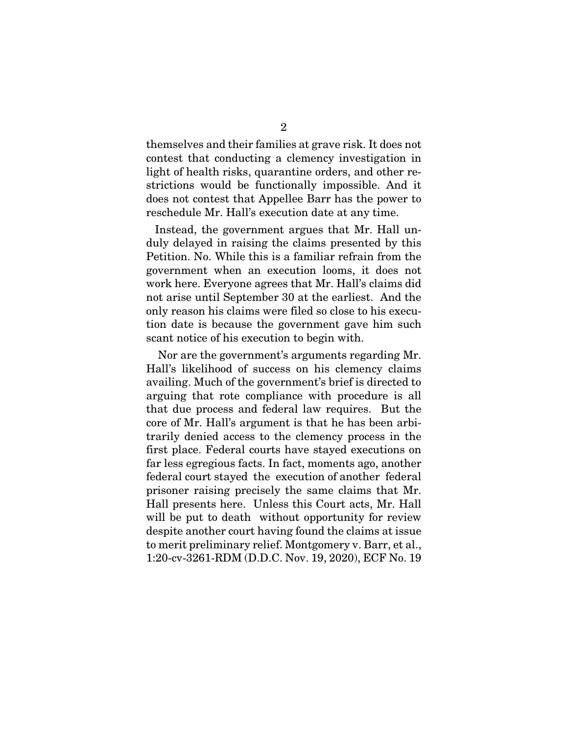themselves and their families at grave risk. It does not contest that conducting a clemency investigation in light of health risks, quarantine orders, and other restrictions would be functionally impossible. And it does not contest that Appellee Barr has the power to reschedule Mr. Hall's execution date at any time.

Instead, the government argues that Mr. Hall unduly delayed in raising the claims presented by this Petition. No. While this is a familiar refrain from the government when an execution looms, it does not work here. Everyone agrees that Mr. Hall's claims did not arise until September 30 at the earliest. And the only reason his claims were filed so close to his execution date is because the government gave him such scant notice of his execution to begin with.

Nor are the government's arguments regarding Mr. Hall's likelihood of success on his clemency claims availing. Much of the government's brief is directed to arguing that rote compliance with procedure is all that due process and federal law requires. But the core of Mr. Hall's argument is that he has been arbitrarily denied access to the clemency process in the first place. Federal courts have stayed executions on far less egregious facts. In fact, moments ago, another federal court stayed the execution of another federal prisoner raising precisely the same claims that Mr. Hall presents here. Unless this Court acts, Mr. Hall will be put to death without opportunity for review despite another court having found the claims at issue to merit preliminary relief. Montgomery v. Barr, et al., 1:20-cv-3261-RDM (D.D.C. Nov. 19, 2020), ECF No. 19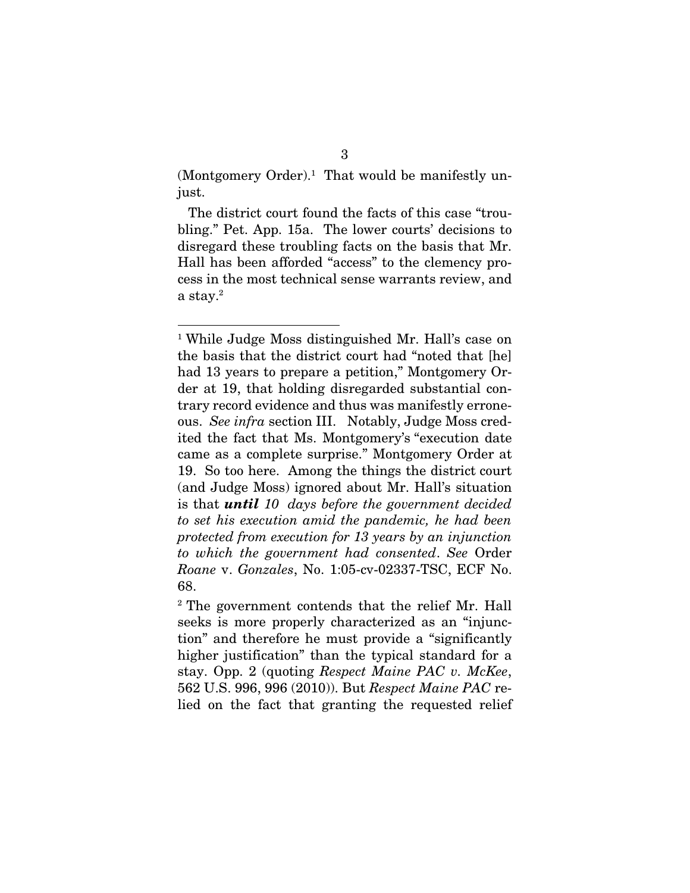(Montgomery Order).[1] That would be manifestly unjust.

The district court found the facts of this case "troubling." Pet. App. 15a. The lower courts' decisions to disregard these troubling facts on the basis that Mr. Hall has been afforded "access" to the clemency process in the most technical sense warrants review, and a stay.[2]

---

[1] While Judge Moss distinguished Mr. Hall's case on the basis that the district court had "noted that [he] had 13 years to prepare a petition," Montgomery Order at 19, that holding disregarded substantial contrary record evidence and thus was manifestly erroneous. *See infra* section III. Notably, Judge Moss credited the fact that Ms. Montgomery's "execution date came as a complete surprise." Montgomery Order at 19. So too here. Among the things the district court (and Judge Moss) ignored about Mr. Hall's situation is that ***until*** *10 days before the government decided to set his execution amid the pandemic, he had been protected from execution for 13 years by an injunction to which the government had consented*. *See* Order *Roane* v. *Gonzales*, No. 1:05-cv-02337-TSC, ECF No. 68.

[2] The government contends that the relief Mr. Hall seeks is more properly characterized as an "injunction" and therefore he must provide a "significantly higher justification" than the typical standard for a stay. Opp. 2 (quoting *Respect Maine PAC v. McKee*, 562 U.S. 996, 996 (2010)). But *Respect Maine PAC* relied on the fact that granting the requested relief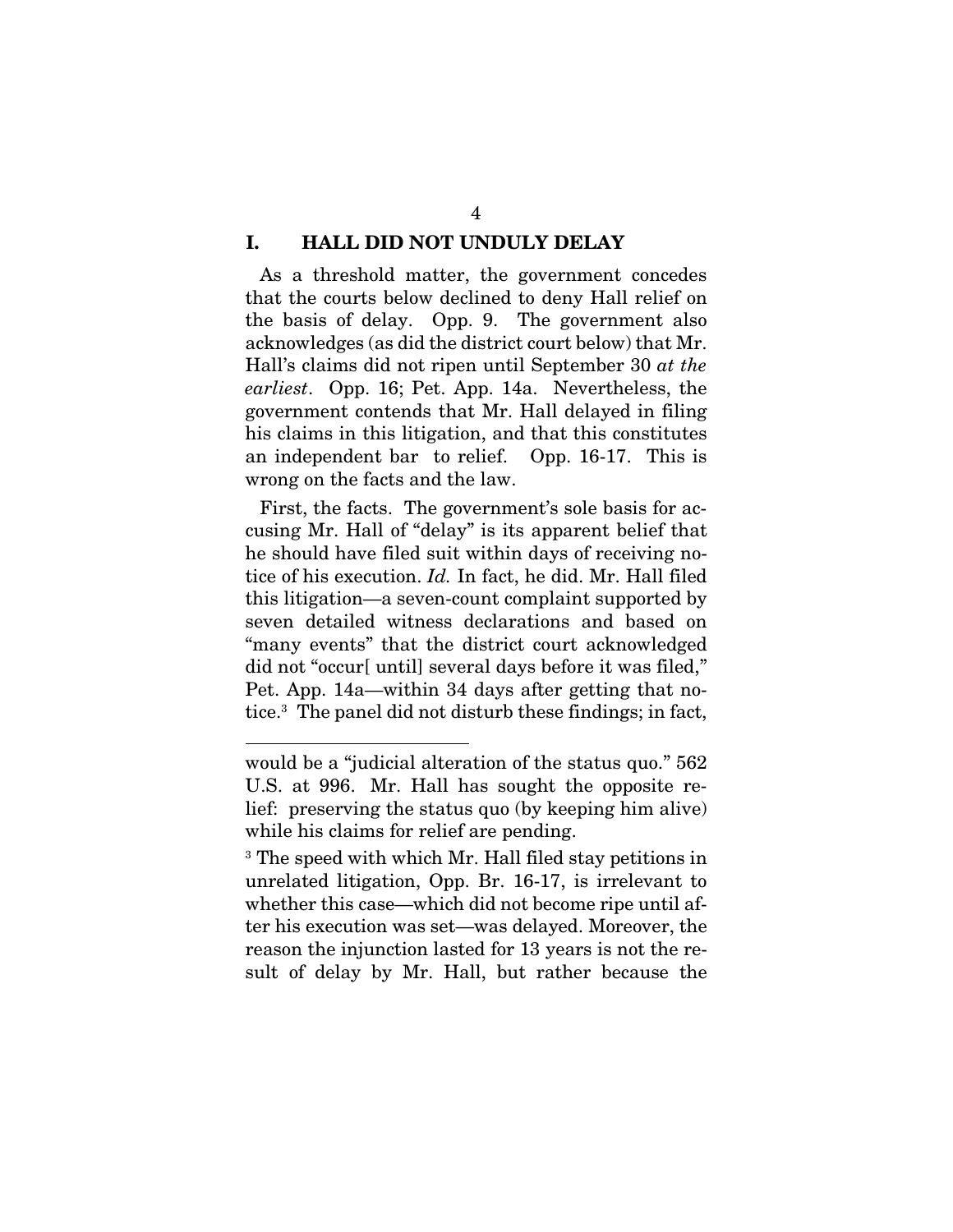## I. HALL DID NOT UNDULY DELAY

As a threshold matter, the government concedes that the courts below declined to deny Hall relief on the basis of delay. Opp. 9. The government also acknowledges (as did the district court below) that Mr. Hall's claims did not ripen until September 30 *at the earliest*. Opp. 16; Pet. App. 14a. Nevertheless, the government contends that Mr. Hall delayed in filing his claims in this litigation, and that this constitutes an independent bar to relief. Opp. 16-17. This is wrong on the facts and the law.

First, the facts. The government's sole basis for accusing Mr. Hall of "delay" is its apparent belief that he should have filed suit within days of receiving notice of his execution. *Id.* In fact, he did. Mr. Hall filed this litigation—a seven-count complaint supported by seven detailed witness declarations and based on "many events" that the district court acknowledged did not "occur[ until] several days before it was filed," Pet. App. 14a—within 34 days after getting that notice.[3] The panel did not disturb these findings; in fact,

---

would be a "judicial alteration of the status quo." 562 U.S. at 996. Mr. Hall has sought the opposite relief: preserving the status quo (by keeping him alive) while his claims for relief are pending.

[3] The speed with which Mr. Hall filed stay petitions in unrelated litigation, Opp. Br. 16-17, is irrelevant to whether this case—which did not become ripe until after his execution was set—was delayed. Moreover, the reason the injunction lasted for 13 years is not the result of delay by Mr. Hall, but rather because the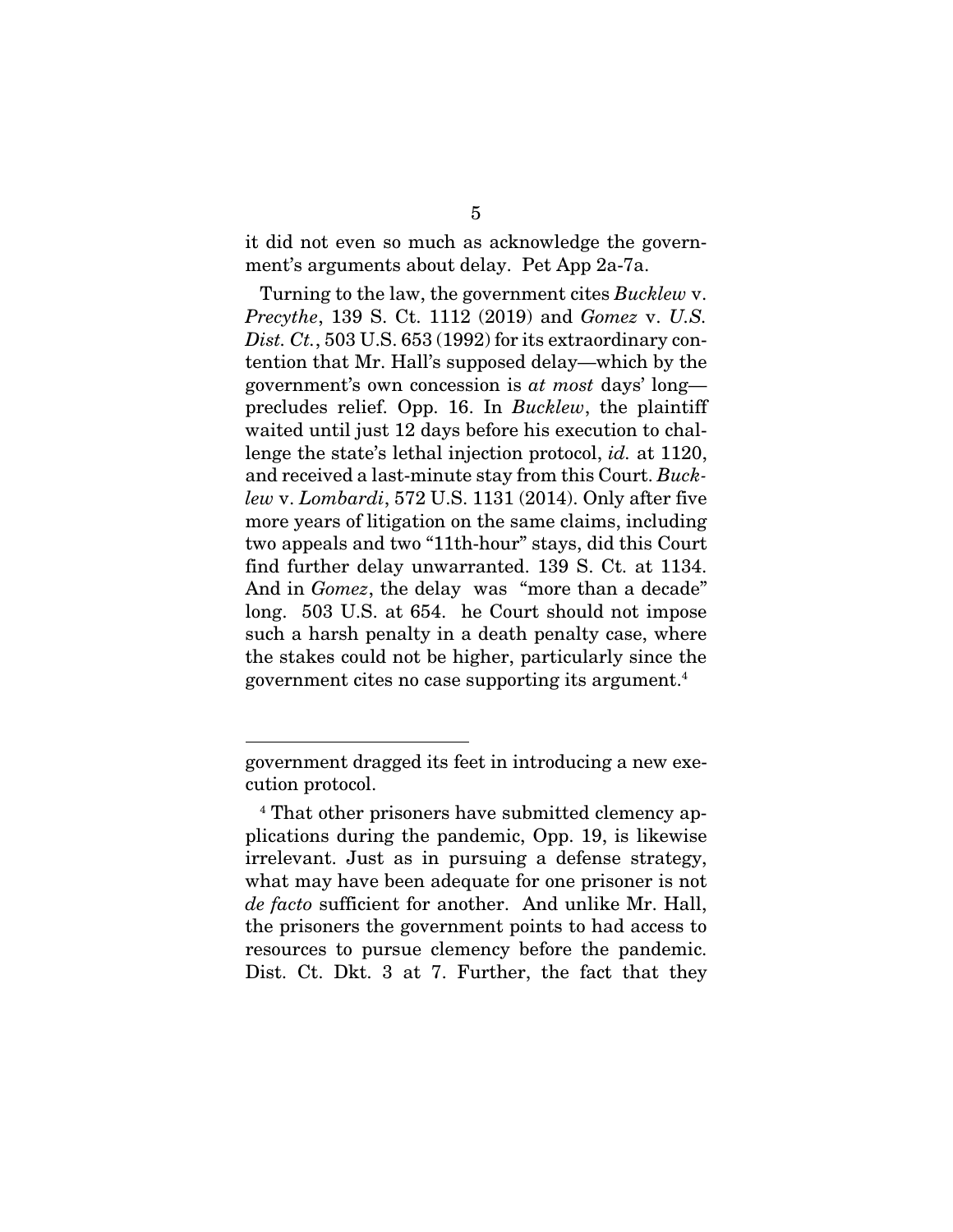it did not even so much as acknowledge the government's arguments about delay. Pet App 2a-7a.

Turning to the law, the government cites *Bucklew* v. *Precythe*, 139 S. Ct. 1112 (2019) and *Gomez* v. *U.S. Dist. Ct.*, 503 U.S. 653 (1992) for its extraordinary contention that Mr. Hall's supposed delay—which by the government's own concession is *at most* days' long—precludes relief. Opp. 16. In *Bucklew*, the plaintiff waited until just 12 days before his execution to challenge the state's lethal injection protocol, *id.* at 1120, and received a last-minute stay from this Court. *Bucklew* v. *Lombardi*, 572 U.S. 1131 (2014). Only after five more years of litigation on the same claims, including two appeals and two "11th-hour" stays, did this Court find further delay unwarranted. 139 S. Ct. at 1134. And in *Gomez*, the delay was "more than a decade" long. 503 U.S. at 654. he Court should not impose such a harsh penalty in a death penalty case, where the stakes could not be higher, particularly since the government cites no case supporting its argument.[4]

---

government dragged its feet in introducing a new execution protocol.

[4] That other prisoners have submitted clemency applications during the pandemic, Opp. 19, is likewise irrelevant. Just as in pursuing a defense strategy, what may have been adequate for one prisoner is not *de facto* sufficient for another. And unlike Mr. Hall, the prisoners the government points to had access to resources to pursue clemency before the pandemic. Dist. Ct. Dkt. 3 at 7. Further, the fact that they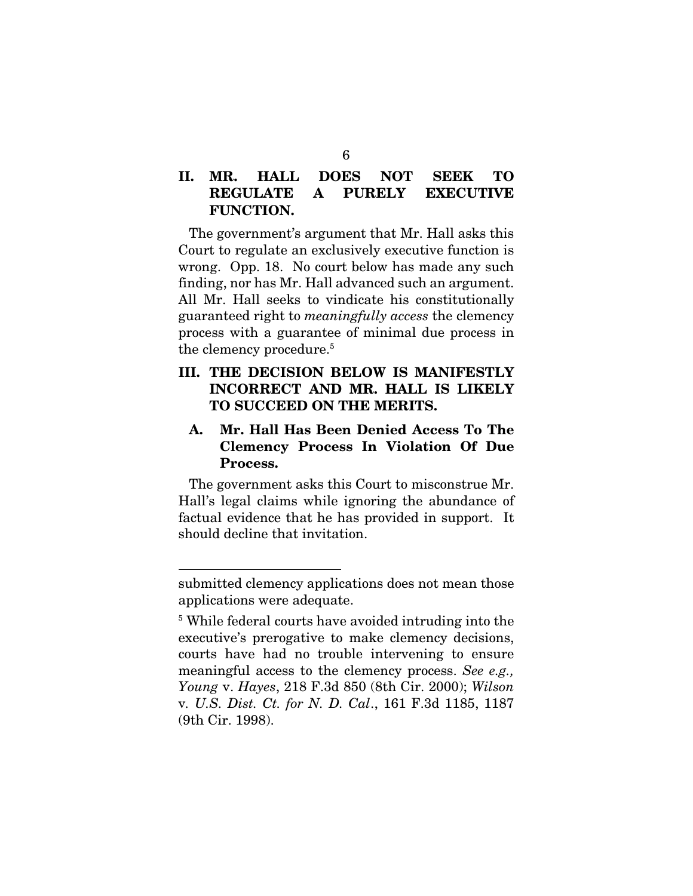## II. MR. HALL DOES NOT SEEK TO REGULATE A PURELY EXECUTIVE FUNCTION.

The government's argument that Mr. Hall asks this Court to regulate an exclusively executive function is wrong. Opp. 18. No court below has made any such finding, nor has Mr. Hall advanced such an argument. All Mr. Hall seeks to vindicate his constitutionally guaranteed right to *meaningfully access* the clemency process with a guarantee of minimal due process in the clemency procedure.[5]

## III. THE DECISION BELOW IS MANIFESTLY INCORRECT AND MR. HALL IS LIKELY TO SUCCEED ON THE MERITS.

### A. Mr. Hall Has Been Denied Access To The Clemency Process In Violation Of Due Process.

The government asks this Court to misconstrue Mr. Hall's legal claims while ignoring the abundance of factual evidence that he has provided in support. It should decline that invitation.

---

submitted clemency applications does not mean those applications were adequate.

[5] While federal courts have avoided intruding into the executive's prerogative to make clemency decisions, courts have had no trouble intervening to ensure meaningful access to the clemency process. *See e.g., Young* v. *Hayes*, 218 F.3d 850 (8th Cir. 2000); *Wilson* v. *U.S. Dist. Ct. for N. D. Cal.*, 161 F.3d 1185, 1187 (9th Cir. 1998).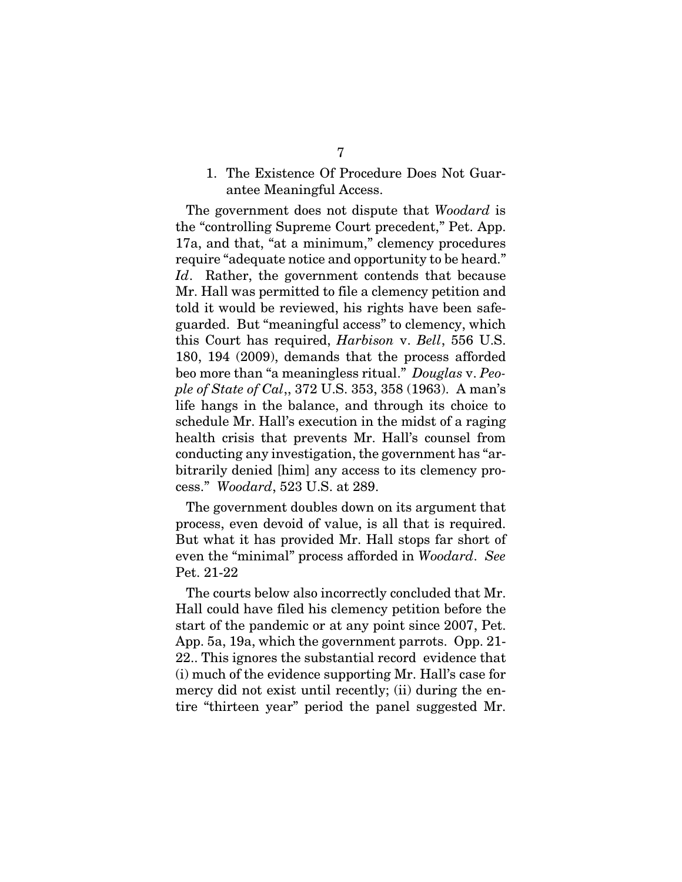1. The Existence Of Procedure Does Not Guarantee Meaningful Access.

The government does not dispute that *Woodard* is the "controlling Supreme Court precedent," Pet. App. 17a, and that, "at a minimum," clemency procedures require "adequate notice and opportunity to be heard." *Id*. Rather, the government contends that because Mr. Hall was permitted to file a clemency petition and told it would be reviewed, his rights have been safeguarded. But "meaningful access" to clemency, which this Court has required, *Harbison* v. *Bell*, 556 U.S. 180, 194 (2009), demands that the process afforded beo more than "a meaningless ritual." *Douglas* v. *People of State of Cal*,, 372 U.S. 353, 358 (1963). A man's life hangs in the balance, and through its choice to schedule Mr. Hall's execution in the midst of a raging health crisis that prevents Mr. Hall's counsel from conducting any investigation, the government has "arbitrarily denied [him] any access to its clemency process." *Woodard*, 523 U.S. at 289.

The government doubles down on its argument that process, even devoid of value, is all that is required. But what it has provided Mr. Hall stops far short of even the "minimal" process afforded in *Woodard*. *See* Pet. 21-22

The courts below also incorrectly concluded that Mr. Hall could have filed his clemency petition before the start of the pandemic or at any point since 2007, Pet. App. 5a, 19a, which the government parrots. Opp. 21-22.. This ignores the substantial record evidence that (i) much of the evidence supporting Mr. Hall's case for mercy did not exist until recently; (ii) during the entire "thirteen year" period the panel suggested Mr.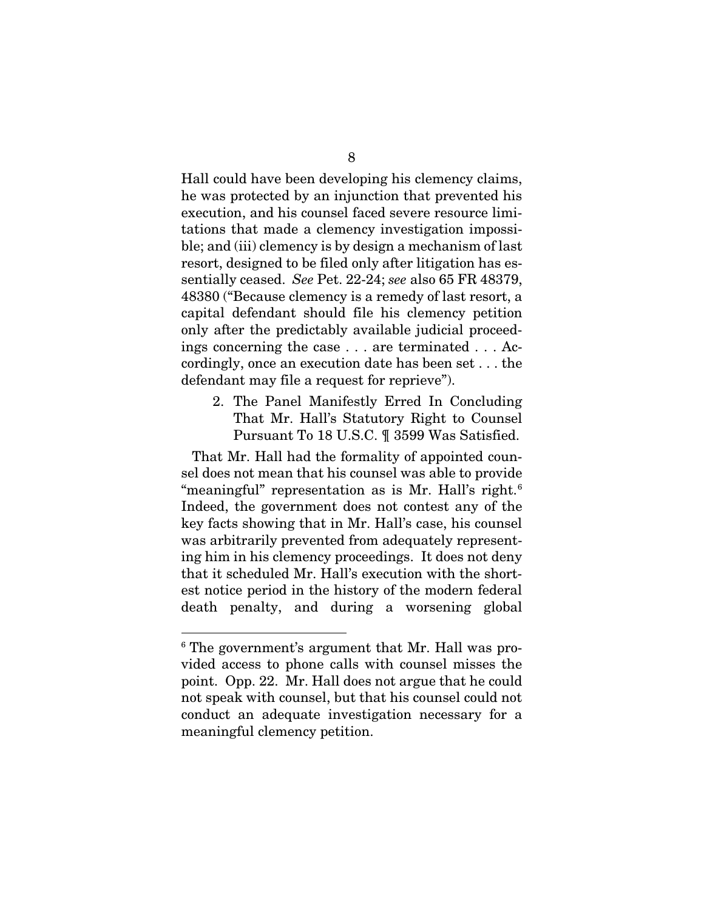Hall could have been developing his clemency claims, he was protected by an injunction that prevented his execution, and his counsel faced severe resource limitations that made a clemency investigation impossible; and (iii) clemency is by design a mechanism of last resort, designed to be filed only after litigation has essentially ceased. *See* Pet. 22-24; *see* also 65 FR 48379, 48380 ("Because clemency is a remedy of last resort, a capital defendant should file his clemency petition only after the predictably available judicial proceedings concerning the case . . . are terminated . . . Accordingly, once an execution date has been set . . . the defendant may file a request for reprieve").

2. The Panel Manifestly Erred In Concluding That Mr. Hall's Statutory Right to Counsel Pursuant To 18 U.S.C. ¶ 3599 Was Satisfied.

That Mr. Hall had the formality of appointed counsel does not mean that his counsel was able to provide "meaningful" representation as is Mr. Hall's right.[6] Indeed, the government does not contest any of the key facts showing that in Mr. Hall's case, his counsel was arbitrarily prevented from adequately representing him in his clemency proceedings. It does not deny that it scheduled Mr. Hall's execution with the shortest notice period in the history of the modern federal death penalty, and during a worsening global

[6] The government's argument that Mr. Hall was provided access to phone calls with counsel misses the point. Opp. 22. Mr. Hall does not argue that he could not speak with counsel, but that his counsel could not conduct an adequate investigation necessary for a meaningful clemency petition.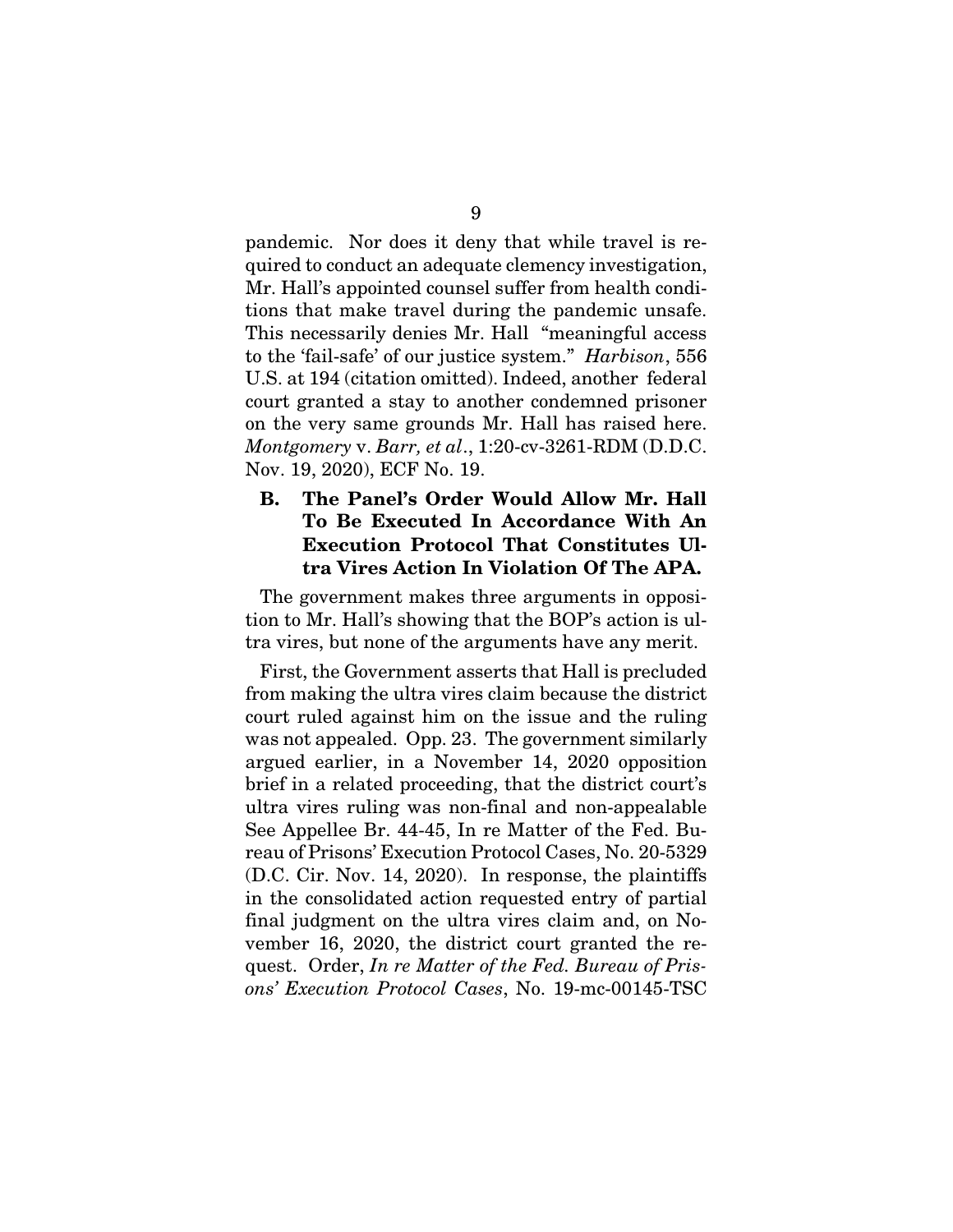pandemic. Nor does it deny that while travel is required to conduct an adequate clemency investigation, Mr. Hall's appointed counsel suffer from health conditions that make travel during the pandemic unsafe. This necessarily denies Mr. Hall "meaningful access to the 'fail-safe' of our justice system." *Harbison*, 556 U.S. at 194 (citation omitted). Indeed, another federal court granted a stay to another condemned prisoner on the very same grounds Mr. Hall has raised here. *Montgomery* v. *Barr, et al*., 1:20-cv-3261-RDM (D.D.C. Nov. 19, 2020), ECF No. 19.

### B. The Panel's Order Would Allow Mr. Hall To Be Executed In Accordance With An Execution Protocol That Constitutes Ultra Vires Action In Violation Of The APA.

The government makes three arguments in opposition to Mr. Hall's showing that the BOP's action is ultra vires, but none of the arguments have any merit.

First, the Government asserts that Hall is precluded from making the ultra vires claim because the district court ruled against him on the issue and the ruling was not appealed. Opp. 23. The government similarly argued earlier, in a November 14, 2020 opposition brief in a related proceeding, that the district court's ultra vires ruling was non-final and non-appealable See Appellee Br. 44-45, In re Matter of the Fed. Bureau of Prisons' Execution Protocol Cases, No. 20-5329 (D.C. Cir. Nov. 14, 2020). In response, the plaintiffs in the consolidated action requested entry of partial final judgment on the ultra vires claim and, on November 16, 2020, the district court granted the request. Order, *In re Matter of the Fed. Bureau of Prisons' Execution Protocol Cases*, No. 19-mc-00145-TSC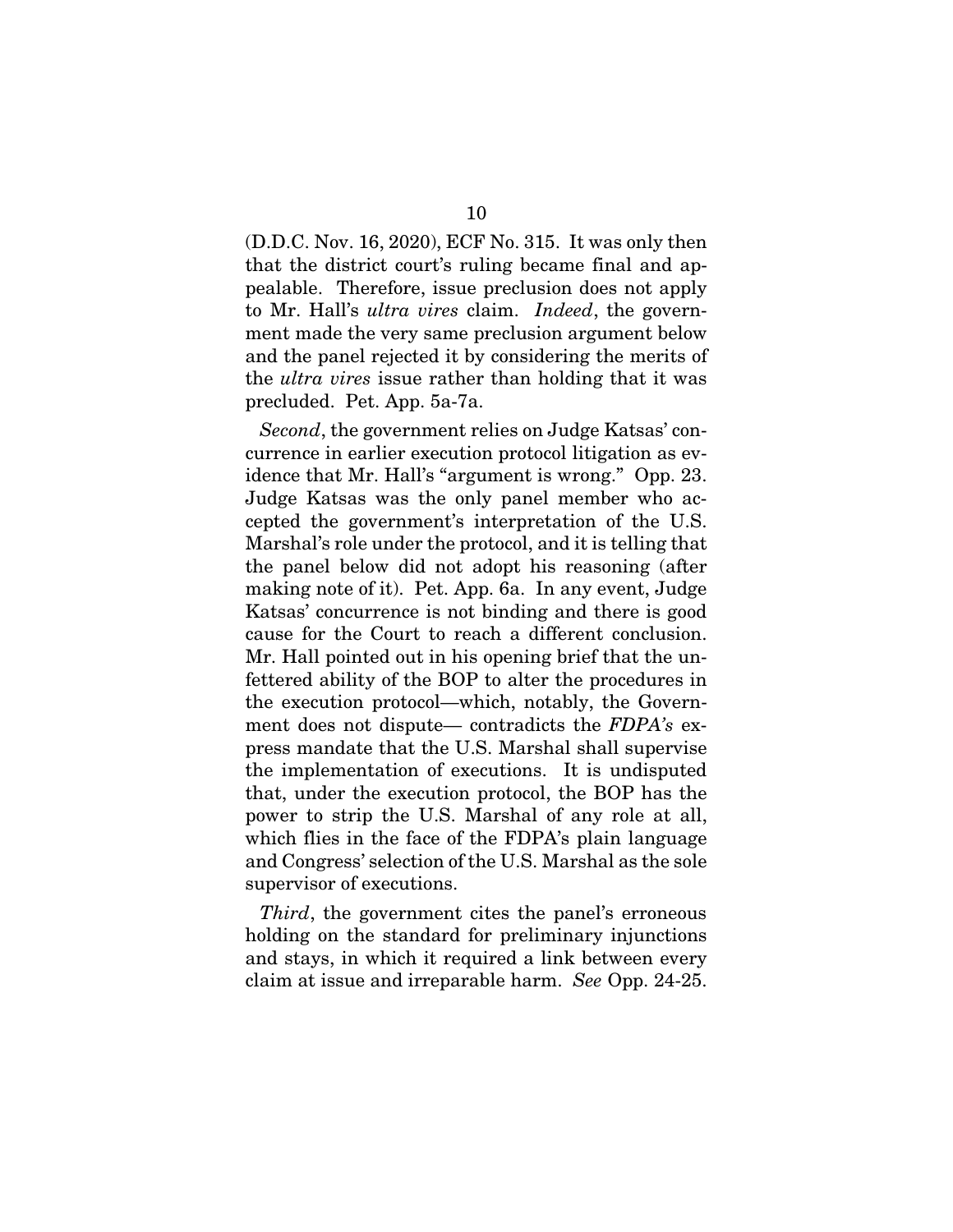(D.D.C. Nov. 16, 2020), ECF No. 315. It was only then that the district court's ruling became final and appealable. Therefore, issue preclusion does not apply to Mr. Hall's *ultra vires* claim. *Indeed*, the government made the very same preclusion argument below and the panel rejected it by considering the merits of the *ultra vires* issue rather than holding that it was precluded. Pet. App. 5a-7a.

*Second*, the government relies on Judge Katsas' concurrence in earlier execution protocol litigation as evidence that Mr. Hall's "argument is wrong." Opp. 23. Judge Katsas was the only panel member who accepted the government's interpretation of the U.S. Marshal's role under the protocol, and it is telling that the panel below did not adopt his reasoning (after making note of it). Pet. App. 6a. In any event, Judge Katsas' concurrence is not binding and there is good cause for the Court to reach a different conclusion. Mr. Hall pointed out in his opening brief that the unfettered ability of the BOP to alter the procedures in the execution protocol—which, notably, the Government does not dispute— contradicts the *FDPA's* express mandate that the U.S. Marshal shall supervise the implementation of executions. It is undisputed that, under the execution protocol, the BOP has the power to strip the U.S. Marshal of any role at all, which flies in the face of the FDPA's plain language and Congress' selection of the U.S. Marshal as the sole supervisor of executions.

*Third*, the government cites the panel's erroneous holding on the standard for preliminary injunctions and stays, in which it required a link between every claim at issue and irreparable harm. *See* Opp. 24-25.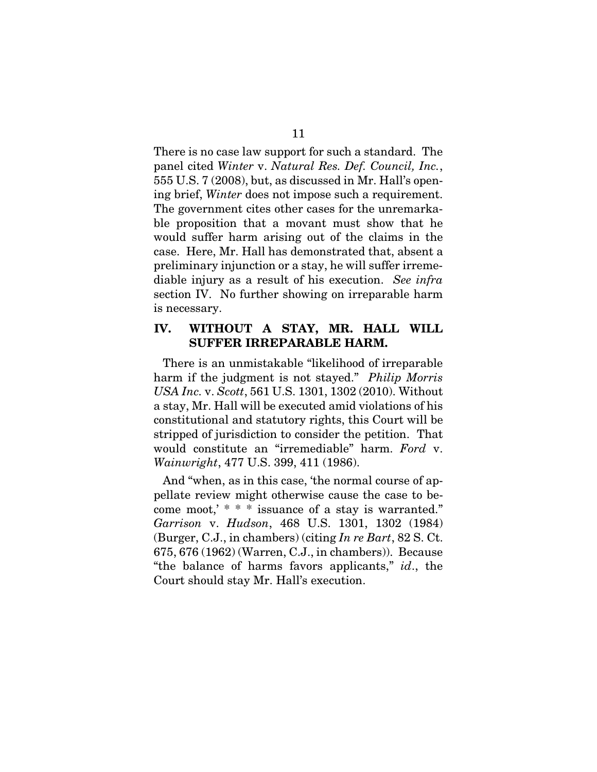There is no case law support for such a standard. The panel cited *Winter* v. *Natural Res. Def. Council, Inc.*, 555 U.S. 7 (2008), but, as discussed in Mr. Hall's opening brief, *Winter* does not impose such a requirement. The government cites other cases for the unremarkable proposition that a movant must show that he would suffer harm arising out of the claims in the case. Here, Mr. Hall has demonstrated that, absent a preliminary injunction or a stay, he will suffer irremediable injury as a result of his execution. *See infra* section IV. No further showing on irreparable harm is necessary.

## IV. WITHOUT A STAY, MR. HALL WILL SUFFER IRREPARABLE HARM.

There is an unmistakable "likelihood of irreparable harm if the judgment is not stayed." *Philip Morris USA Inc.* v. *Scott*, 561 U.S. 1301, 1302 (2010). Without a stay, Mr. Hall will be executed amid violations of his constitutional and statutory rights, this Court will be stripped of jurisdiction to consider the petition. That would constitute an "irremediable" harm. *Ford* v. *Wainwright*, 477 U.S. 399, 411 (1986).

And "when, as in this case, 'the normal course of appellate review might otherwise cause the case to become moot,' * * * issuance of a stay is warranted." *Garrison* v. *Hudson*, 468 U.S. 1301, 1302 (1984) (Burger, C.J., in chambers) (citing *In re Bart*, 82 S. Ct. 675, 676 (1962) (Warren, C.J., in chambers)). Because "the balance of harms favors applicants," *id*., the Court should stay Mr. Hall's execution.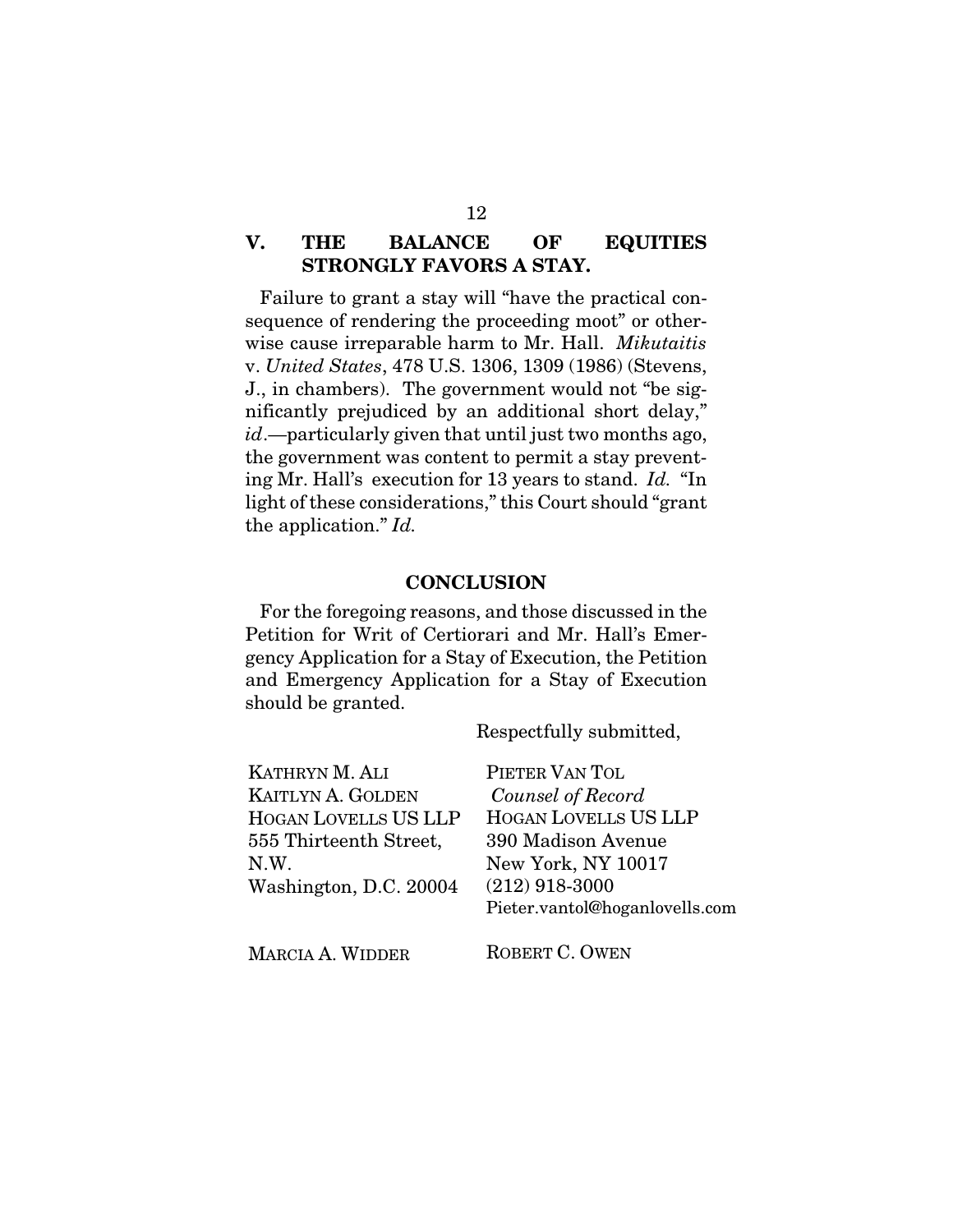## V. THE BALANCE OF EQUITIES STRONGLY FAVORS A STAY.

Failure to grant a stay will "have the practical consequence of rendering the proceeding moot" or otherwise cause irreparable harm to Mr. Hall. *Mikutaitis* v. *United States*, 478 U.S. 1306, 1309 (1986) (Stevens, J., in chambers). The government would not "be significantly prejudiced by an additional short delay," *id*.—particularly given that until just two months ago, the government was content to permit a stay preventing Mr. Hall's execution for 13 years to stand. *Id.* "In light of these considerations," this Court should "grant the application." *Id.*

## CONCLUSION

For the foregoing reasons, and those discussed in the Petition for Writ of Certiorari and Mr. Hall's Emergency Application for a Stay of Execution, the Petition and Emergency Application for a Stay of Execution should be granted.

Respectfully submitted,

KATHRYN M. ALI
KAITLYN A. GOLDEN
HOGAN LOVELLS US LLP
555 Thirteenth Street, N.W.
Washington, D.C. 20004

PIETER VAN TOL
*Counsel of Record*
HOGAN LOVELLS US LLP
390 Madison Avenue
New York, NY 10017
(212) 918-3000
Pieter.vantol@hoganlovells.com

MARCIA A. WIDDER

ROBERT C. OWEN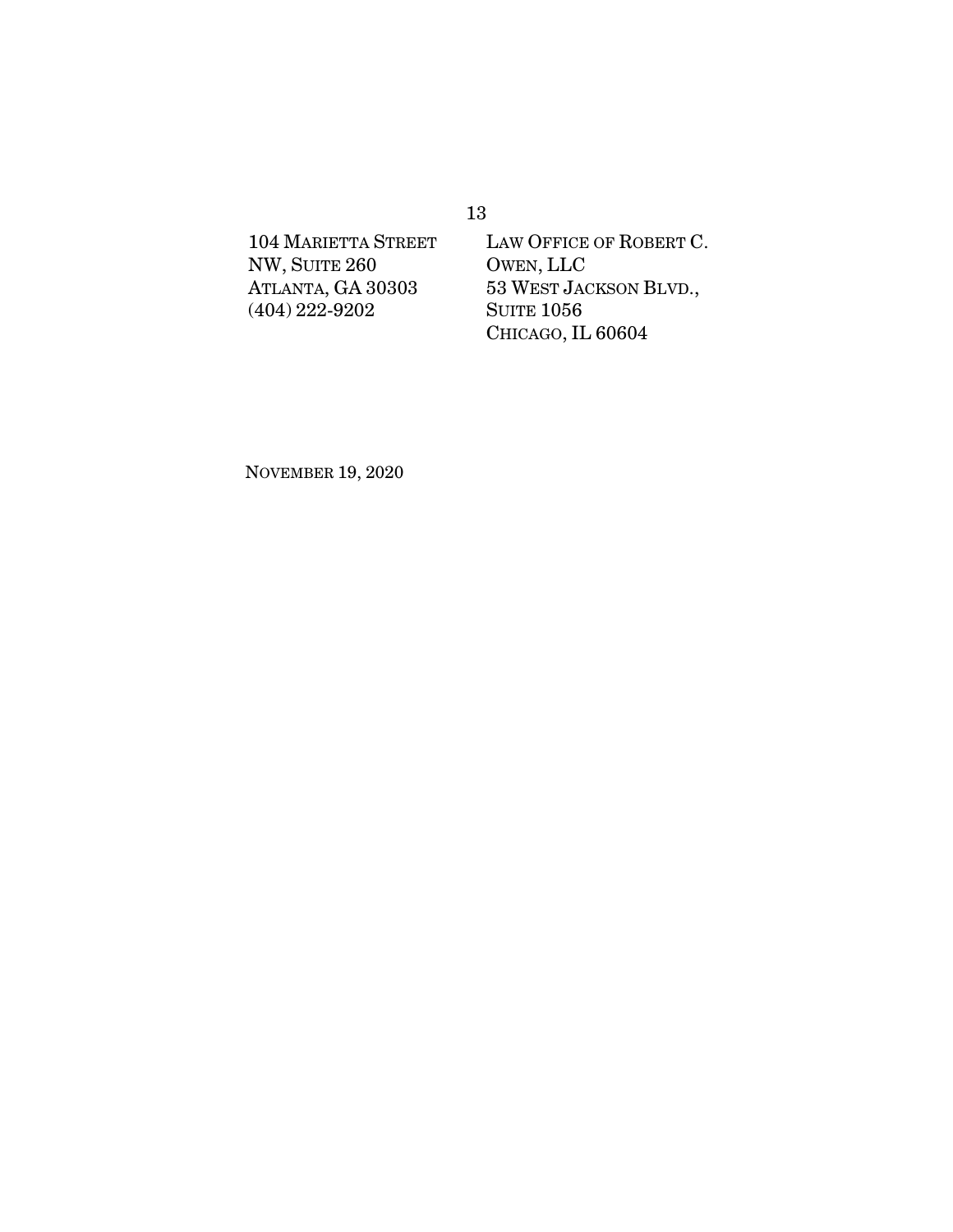104 MARIETTA STREET
NW, SUITE 260
ATLANTA, GA 30303
(404) 222-9202

LAW OFFICE OF ROBERT C.
OWEN, LLC
53 WEST JACKSON BLVD.,
SUITE 1056
CHICAGO, IL 60604

NOVEMBER 19, 2020